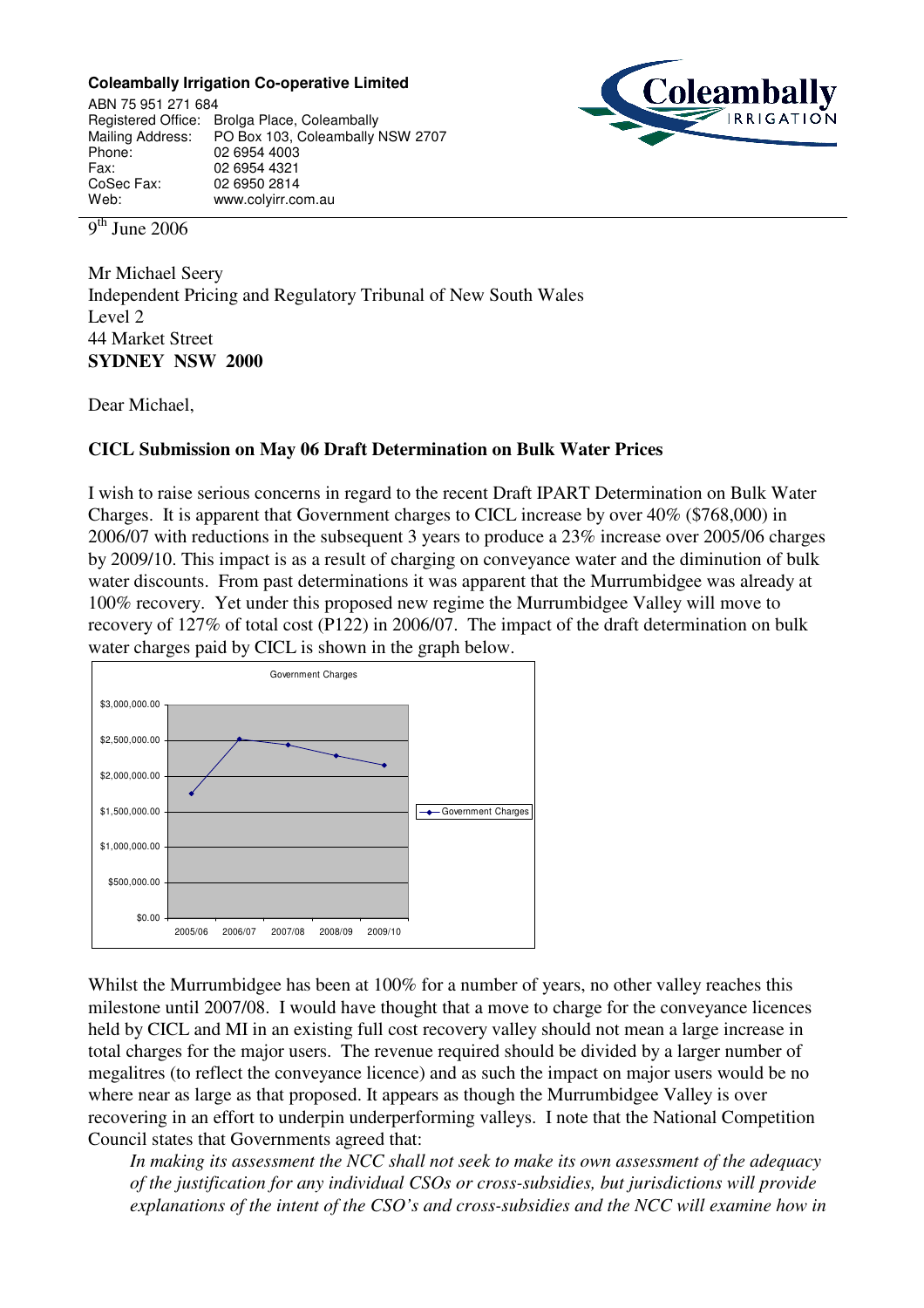**Coleambally Irrigation Co-operative Limited**

ABN 75 951 271 684
Registered Office: Brolga Place, Coleambally
Mailing Address: PO Box 103, Coleambally NSW 2707
Phone: 02 6954 4003
Fax: 02 6954 4321
CoSec Fax: 02 6950 2814
Web: www.colyirr.com.au

9th June 2006

Mr Michael Seery
Independent Pricing and Regulatory Tribunal of New South Wales
Level 2
44 Market Street
**SYDNEY NSW 2000**

Dear Michael,

**CICL Submission on May 06 Draft Determination on Bulk Water Prices**

I wish to raise serious concerns in regard to the recent Draft IPART Determination on Bulk Water Charges. It is apparent that Government charges to CICL increase by over 40% ($768,000) in 2006/07 with reductions in the subsequent 3 years to produce a 23% increase over 2005/06 charges by 2009/10. This impact is as a result of charging on conveyance water and the diminution of bulk water discounts. From past determinations it was apparent that the Murrumbidgee was already at 100% recovery. Yet under this proposed new regime the Murrumbidgee Valley will move to recovery of 127% of total cost (P122) in 2006/07. The impact of the draft determination on bulk water charges paid by CICL is shown in the graph below.

Government Charges

| Year | Government Charges |
|---|---|
| 2005/06 | ~$1,750,000 |
| 2006/07 | ~$2,520,000 |
| 2007/08 | ~$2,440,000 |
| 2008/09 | ~$2,290,000 |
| 2009/10 | ~$2,150,000 |

Whilst the Murrumbidgee has been at 100% for a number of years, no other valley reaches this milestone until 2007/08. I would have thought that a move to charge for the conveyance licences held by CICL and MI in an existing full cost recovery valley should not mean a large increase in total charges for the major users. The revenue required should be divided by a larger number of megalitres (to reflect the conveyance licence) and as such the impact on major users would be no where near as large as that proposed. It appears as though the Murrumbidgee Valley is over recovering in an effort to underpin underperforming valleys. I note that the National Competition Council states that Governments agreed that:

*In making its assessment the NCC shall not seek to make its own assessment of the adequacy of the justification for any individual CSOs or cross-subsidies, but jurisdictions will provide explanations of the intent of the CSO's and cross-subsidies and the NCC will examine how in*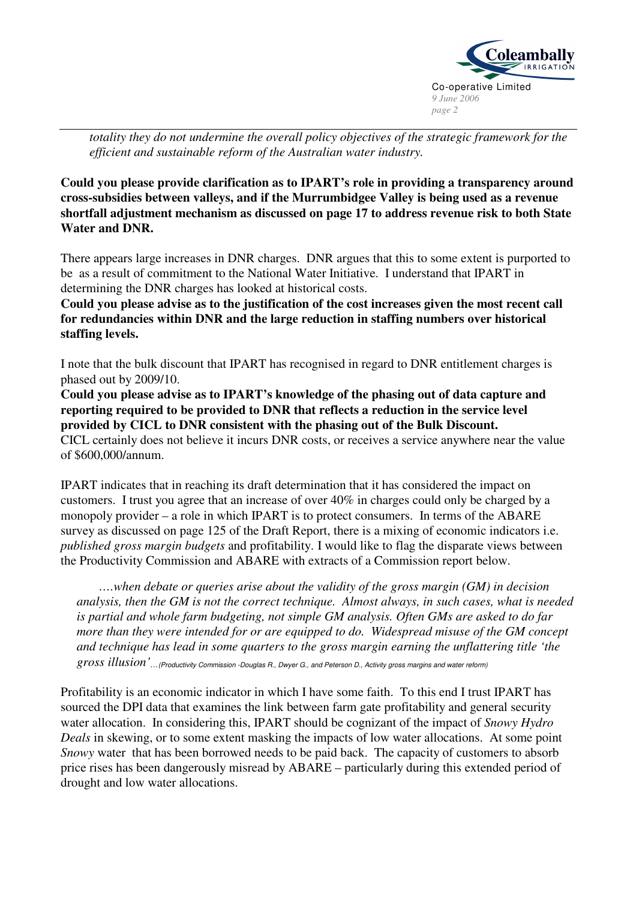*totality they do not undermine the overall policy objectives of the strategic framework for the efficient and sustainable reform of the Australian water industry.*

**Could you please provide clarification as to IPART's role in providing a transparency around cross-subsidies between valleys, and if the Murrumbidgee Valley is being used as a revenue shortfall adjustment mechanism as discussed on page 17 to address revenue risk to both State Water and DNR.**

There appears large increases in DNR charges. DNR argues that this to some extent is purported to be as a result of commitment to the National Water Initiative. I understand that IPART in determining the DNR charges has looked at historical costs.

**Could you please advise as to the justification of the cost increases given the most recent call for redundancies within DNR and the large reduction in staffing numbers over historical staffing levels.**

I note that the bulk discount that IPART has recognised in regard to DNR entitlement charges is phased out by 2009/10.

**Could you please advise as to IPART's knowledge of the phasing out of data capture and reporting required to be provided to DNR that reflects a reduction in the service level provided by CICL to DNR consistent with the phasing out of the Bulk Discount.**

CICL certainly does not believe it incurs DNR costs, or receives a service anywhere near the value of $600,000/annum.

IPART indicates that in reaching its draft determination that it has considered the impact on customers. I trust you agree that an increase of over 40% in charges could only be charged by a monopoly provider – a role in which IPART is to protect consumers. In terms of the ABARE survey as discussed on page 125 of the Draft Report, there is a mixing of economic indicators i.e. *published gross margin budgets* and profitability. I would like to flag the disparate views between the Productivity Commission and ABARE with extracts of a Commission report below.

> *….when debate or queries arise about the validity of the gross margin (GM) in decision analysis, then the GM is not the correct technique. Almost always, in such cases, what is needed is partial and whole farm budgeting, not simple GM analysis. Often GMs are asked to do far more than they were intended for or are equipped to do. Widespread misuse of the GM concept and technique has lead in some quarters to the gross margin earning the unflattering title 'the gross illusion'…* *(Productivity Commission -Douglas R., Dwyer G., and Peterson D., Activity gross margins and water reform)*

Profitability is an economic indicator in which I have some faith. To this end I trust IPART has sourced the DPI data that examines the link between farm gate profitability and general security water allocation. In considering this, IPART should be cognizant of the impact of *Snowy Hydro Deals* in skewing, or to some extent masking the impacts of low water allocations. At some point *Snowy* water that has been borrowed needs to be paid back. The capacity of customers to absorb price rises has been dangerously misread by ABARE – particularly during this extended period of drought and low water allocations.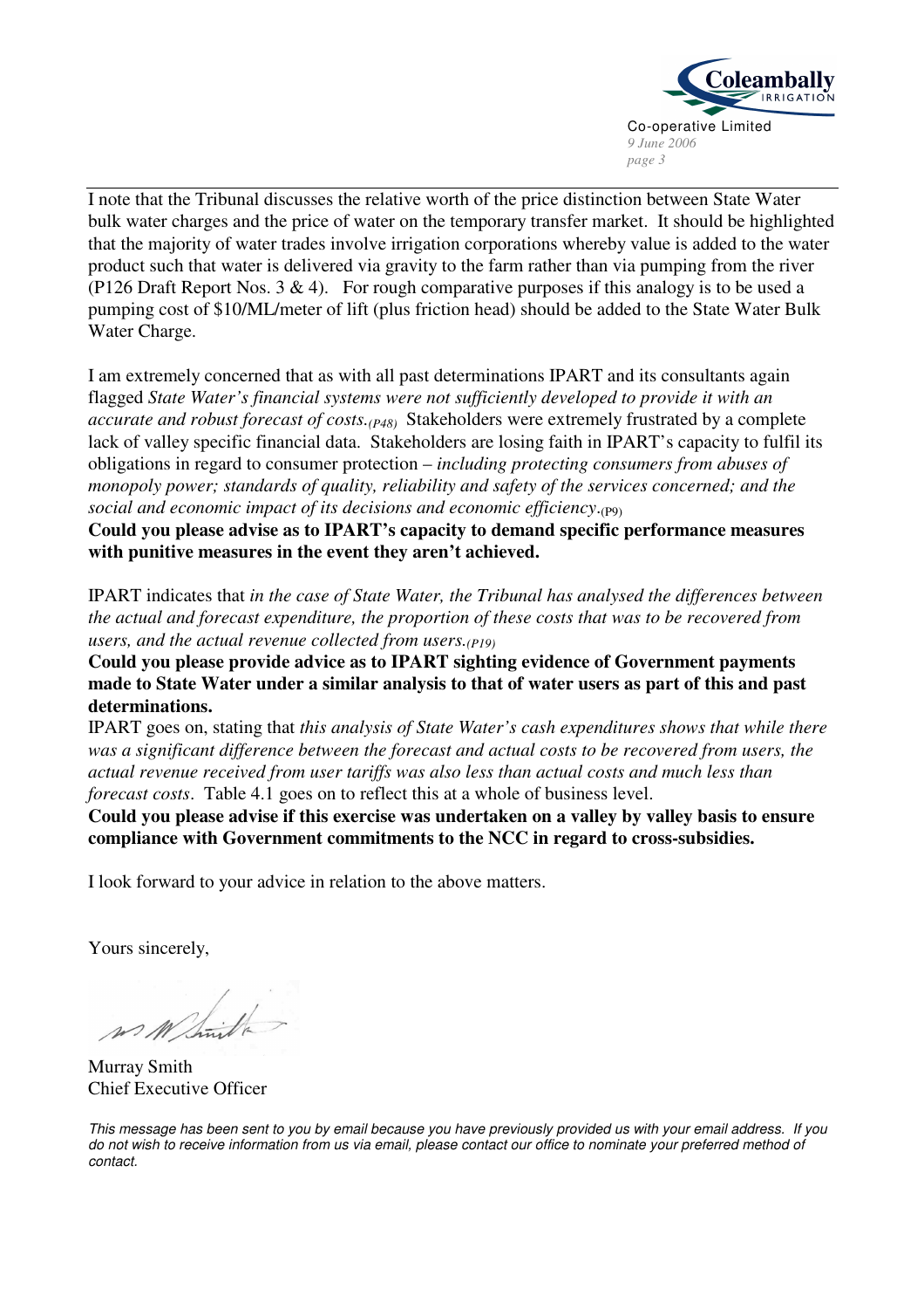I note that the Tribunal discusses the relative worth of the price distinction between State Water bulk water charges and the price of water on the temporary transfer market. It should be highlighted that the majority of water trades involve irrigation corporations whereby value is added to the water product such that water is delivered via gravity to the farm rather than via pumping from the river (P126 Draft Report Nos. 3 & 4). For rough comparative purposes if this analogy is to be used a pumping cost of $10/ML/meter of lift (plus friction head) should be added to the State Water Bulk Water Charge.

I am extremely concerned that as with all past determinations IPART and its consultants again flagged *State Water's financial systems were not sufficiently developed to provide it with an accurate and robust forecast of costs.(P48)* Stakeholders were extremely frustrated by a complete lack of valley specific financial data. Stakeholders are losing faith in IPART's capacity to fulfil its obligations in regard to consumer protection – *including protecting consumers from abuses of monopoly power; standards of quality, reliability and safety of the services concerned; and the social and economic impact of its decisions and economic efficiency*.(P9)

**Could you please advise as to IPART's capacity to demand specific performance measures with punitive measures in the event they aren't achieved.**

IPART indicates that *in the case of State Water, the Tribunal has analysed the differences between the actual and forecast expenditure, the proportion of these costs that was to be recovered from users, and the actual revenue collected from users.(P19)*

**Could you please provide advice as to IPART sighting evidence of Government payments made to State Water under a similar analysis to that of water users as part of this and past determinations.**

IPART goes on, stating that *this analysis of State Water's cash expenditures shows that while there was a significant difference between the forecast and actual costs to be recovered from users, the actual revenue received from user tariffs was also less than actual costs and much less than forecast costs*. Table 4.1 goes on to reflect this at a whole of business level.

**Could you please advise if this exercise was undertaken on a valley by valley basis to ensure compliance with Government commitments to the NCC in regard to cross-subsidies.**

I look forward to your advice in relation to the above matters.

Yours sincerely,

Murray Smith
Chief Executive Officer

*This message has been sent to you by email because you have previously provided us with your email address. If you do not wish to receive information from us via email, please contact our office to nominate your preferred method of contact.*